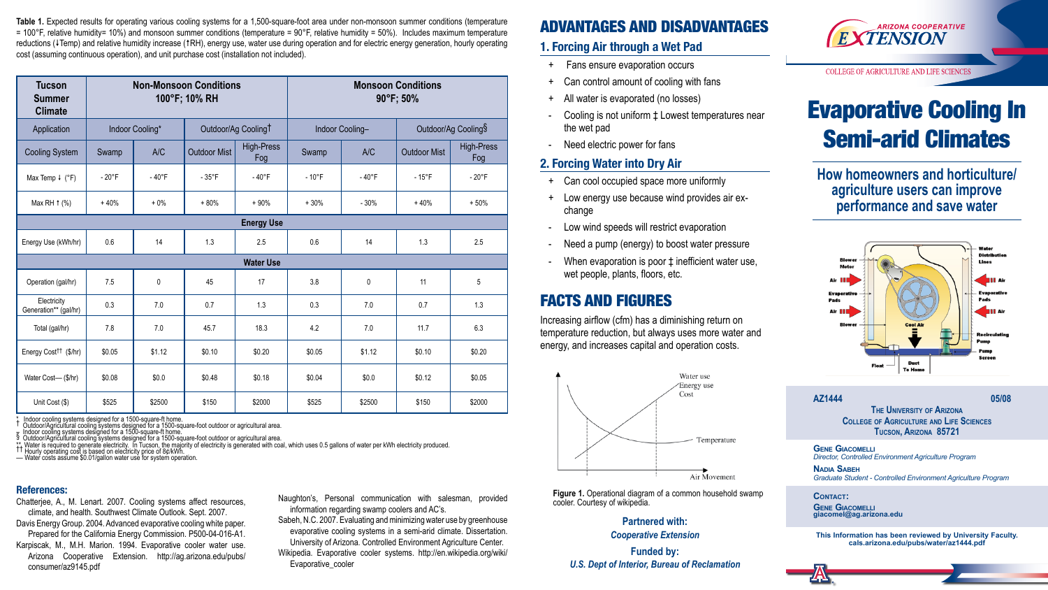**Table 1.** Expected results for operating various cooling systems for a 1,500-square-foot area under non-monsoon summer conditions (temperature = 100°F, relative humidity= 10%) and monsoon summer conditions (temperature = 90°F, relative humidity = 50%). Includes maximum temperature reductions (↓Temp) and relative humidity increase (↑RH), energy use, water use during operation and for electric energy generation, hourly operating cost (assuming continuous operation), and unit purchase cost (installation not included).

| Tucson Summer Climate | Non-Monsoon Conditions 100°F; 10% RH | | | | Monsoon Conditions 90°F; 50% | | | |
|---|---|---|---|---|---|---|---|---|
| Application | Indoor Cooling* | | Outdoor/Ag Cooling† | | Indoor Cooling– | | Outdoor/Ag Cooling§ | |
| Cooling System | Swamp | A/C | Outdoor Mist | High-Press Fog | Swamp | A/C | Outdoor Mist | High-Press Fog |
| Max Temp ↓ (°F) | - 20°F | - 40°F | - 35°F | - 40°F | - 10°F | - 40°F | - 15°F | - 20°F |
| Max RH ↑ (%) | + 40% | + 0% | + 80% | + 90% | + 30% | - 30% | + 40% | + 50% |
| **Energy Use** | | | | | | | | |
| Energy Use (kWh/hr) | 0.6 | 14 | 1.3 | 2.5 | 0.6 | 14 | 1.3 | 2.5 |
| **Water Use** | | | | | | | | |
| Operation (gal/hr) | 7.5 | 0 | 45 | 17 | 3.8 | 0 | 11 | 5 |
| Electricity Generation** (gal/hr) | 0.3 | 7.0 | 0.7 | 1.3 | 0.3 | 7.0 | 0.7 | 1.3 |
| Total (gal/hr) | 7.8 | 7.0 | 45.7 | 18.3 | 4.2 | 7.0 | 11.7 | 6.3 |
| Energy Cost†† ($/hr) | $0.05 | $1.12 | $0.10 | $0.20 | $0.05 | $1.12 | $0.10 | $0.20 |
| Water Cost— ($/hr) | $0.08 | $0.0 | $0.48 | $0.18 | $0.04 | $0.0 | $0.12 | $0.05 |
| Unit Cost ($) | $525 | $2500 | $150 | $2000 | $525 | $2500 | $150 | $2000 |

\* Indoor cooling systems designed for a 1500-square-ft home.
† Outdoor/Agricultural cooling systems designed for a 1500-square-foot outdoor or agricultural area.
– Indoor cooling systems designed for a 1500-square-ft home.
§ Outdoor/Agricultural cooling systems designed for a 1500-square-foot outdoor or agricultural area.
** Water is required to generate electricity. In Tucson, the majority of electricity is generated with coal, which uses 0.5 gallons of water per kWh electricity produced.
†† Hourly operating cost is based on electricity price of 8¢/kWh.
— Water costs assume $0.01/gallon water use for system operation.

## References:

Chatterjee, A., M. Lenart. 2007. Cooling systems affect resources, climate, and health. Southwest Climate Outlook. Sept. 2007.

Davis Energy Group. 2004. Advanced evaporative cooling white paper. Prepared for the California Energy Commission. P500-04-016-A1.

Karpiscak, M., M.H. Marion. 1994. Evaporative cooler water use. Arizona Cooperative Extension. http://ag.arizona.edu/pubs/consumer/az9145.pdf

Naughton's, Personal communication with salesman, provided information regarding swamp coolers and AC's.

Sabeh, N.C. 2007. Evaluating and minimizing water use by greenhouse evaporative cooling systems in a semi-arid climate. Dissertation. University of Arizona. Controlled Environment Agriculture Center.

Wikipedia. Evaporative cooler systems. http://en.wikipedia.org/wiki/Evaporative_cooler

# ADVANTAGES AND DISADVANTAGES

## 1. Forcing Air through a Wet Pad

- \+ Fans ensure evaporation occurs
- \+ Can control amount of cooling with fans
- \+ All water is evaporated (no losses)
- \- Cooling is not uniform ‡ Lowest temperatures near the wet pad
- \- Need electric power for fans

## 2. Forcing Water into Dry Air

- \+ Can cool occupied space more uniformly
- \+ Low energy use because wind provides air exchange
- \- Low wind speeds will restrict evaporation
- \- Need a pump (energy) to boost water pressure
- \- When evaporation is poor ‡ inefficient water use, wet people, plants, floors, etc.

# FACTS AND FIGURES

Increasing airflow (cfm) has a diminishing return on temperature reduction, but always uses more water and energy, and increases capital and operation costs.

Water use / Energy use / Cost — Temperature — Air Movement

**Figure 1.** Operational diagram of a common household swamp cooler. Courtesy of wikipedia.

**Partnered with:**
*Cooperative Extension*

**Funded by:**
*U.S. Dept of Interior, Bureau of Reclamation*

ARIZONA COOPERATIVE EXTENSION
COLLEGE OF AGRICULTURE AND LIFE SCIENCES

# Evaporative Cooling In Semi-arid Climates

## How homeowners and horticulture/agriculture users can improve performance and save water

Blower Motor, Air, Evaporative Pads, Air, Blower, Cool Air, Water Distribution Lines, Air, Evaporative Pads, Air, Recirculating Pump, Pump Screen, Float, Duct To Home

**AZ1444** 05/08

The University of Arizona
College of Agriculture and Life Sciences
Tucson, Arizona 85721

**Gene Giacomelli**
*Director, Controlled Environment Agriculture Program*

**Nadia Sabeh**
*Graduate Student - Controlled Environment Agriculture Program*

**Contact:**
**Gene Giacomelli**
**giacomel@ag.arizona.edu**

**This Information has been reviewed by University Faculty.**
**cals.arizona.edu/pubs/water/az1444.pdf**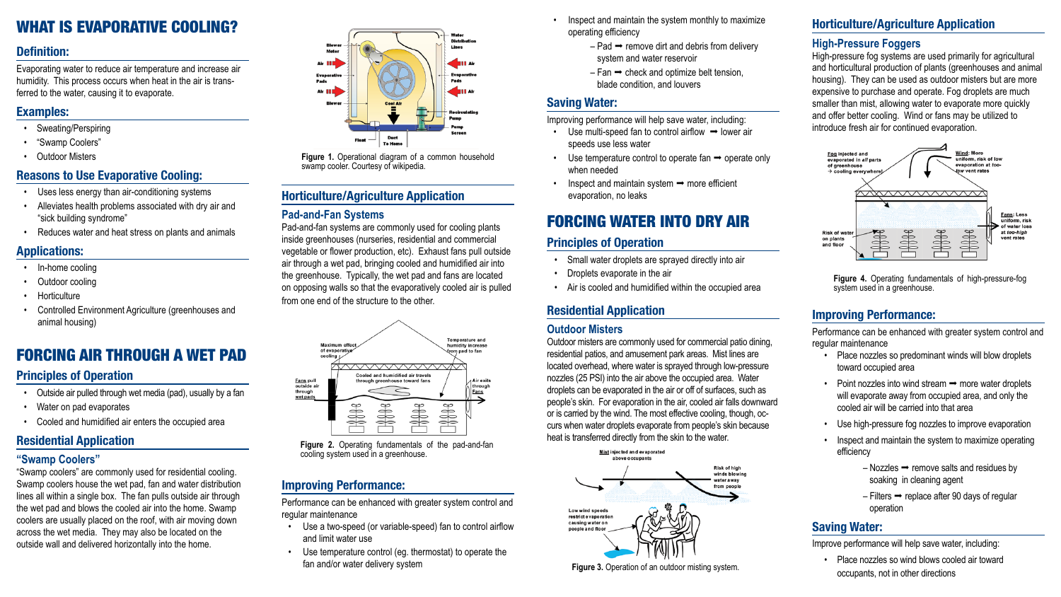# WHAT IS EVAPORATIVE COOLING?

## Definition:

Evaporating water to reduce air temperature and increase air humidity. This process occurs when heat in the air is transferred to the water, causing it to evaporate.

## Examples:

- Sweating/Perspiring
- "Swamp Coolers"
- Outdoor Misters

## Reasons to Use Evaporative Cooling:

- Uses less energy than air-conditioning systems
- Alleviates health problems associated with dry air and "sick building syndrome"
- Reduces water and heat stress on plants and animals

## Applications:

- In-home cooling
- Outdoor cooling
- Horticulture
- Controlled Environment Agriculture (greenhouses and animal housing)

# FORCING AIR THROUGH A WET PAD

## Principles of Operation

- Outside air pulled through wet media (pad), usually by a fan
- Water on pad evaporates
- Cooled and humidified air enters the occupied area

## Residential Application

### "Swamp Coolers"

"Swamp coolers" are commonly used for residential cooling. Swamp coolers house the wet pad, fan and water distribution lines all within a single box. The fan pulls outside air through the wet pad and blows the cooled air into the home. Swamp coolers are usually placed on the roof, with air moving down across the wet media. They may also be located on the outside wall and delivered horizontally into the home.

Blower Motor
Water Distribution Lines
Air
Evaporative Pads
Air
Evaporative Pads
Air
Air
Blower
Cool Air
Recirculating Pump
Float
Duct To Home
Pump Screen

**Figure 1.** Operational diagram of a common household swamp cooler. Courtesy of wikipedia.

## Horticulture/Agriculture Application

### Pad-and-Fan Systems

Pad-and-fan systems are commonly used for cooling plants inside greenhouses (nurseries, residential and commercial vegetable or flower production, etc). Exhaust fans pull outside air through a wet pad, bringing cooled and humidified air into the greenhouse. Typically, the wet pad and fans are located on opposing walls so that the evaporatively cooled air is pulled from one end of the structure to the other.

Maximum effect of evaporative cooling
Temperature and humidity increase from pad to fan
Cooled and humidified air travels through greenhouse toward fans
Fans pull outside air through wet pads
Air exits through Fans

**Figure 2.** Operating fundamentals of the pad-and-fan cooling system used in a greenhouse.

## Improving Performance:

Performance can be enhanced with greater system control and regular maintenance

- Use a two-speed (or variable-speed) fan to control airflow and limit water use
- Use temperature control (eg. thermostat) to operate the fan and/or water delivery system
- Inspect and maintain the system monthly to maximize operating efficiency
  - Pad ➡ remove dirt and debris from delivery system and water reservoir
  - Fan ➡ check and optimize belt tension, blade condition, and louvers

## Saving Water:

Improving performance will help save water, including:

- Use multi-speed fan to control airflow ➡ lower air speeds use less water
- Use temperature control to operate fan ➡ operate only when needed
- Inspect and maintain system ➡ more efficient evaporation, no leaks

# FORCING WATER INTO DRY AIR

## Principles of Operation

- Small water droplets are sprayed directly into air
- Droplets evaporate in the air
- Air is cooled and humidified within the occupied area

## Residential Application

### Outdoor Misters

Outdoor misters are commonly used for commercial patio dining, residential patios, and amusement park areas. Mist lines are located overhead, where water is sprayed through low-pressure nozzles (25 PSI) into the air above the occupied area. Water droplets can be evaporated in the air or off of surfaces, such as people's skin. For evaporation in the air, cooled air falls downward or is carried by the wind. The most effective cooling, though, occurs when water droplets evaporate from people's skin because heat is transferred directly from the skin to the water.

Mist injected and evaporated above occupants
Risk of high winds blowing water away from people
Low wind speeds restrict evaporation causing water on people and floor

**Figure 3.** Operation of an outdoor misting system.

## Horticulture/Agriculture Application

### High-Pressure Foggers

High-pressure fog systems are used primarily for agricultural and horticultural production of plants (greenhouses and animal housing). They can be used as outdoor misters but are more expensive to purchase and operate. Fog droplets are much smaller than mist, allowing water to evaporate more quickly and offer better cooling. Wind or fans may be utilized to introduce fresh air for continued evaporation.

Fog injected and evaporated in *all* parts of greenhouse → cooling everywhere
Wind: More uniform, risk of low evaporation at *too-low* vent rates
Fans: Less uniform, risk of water loss at *too-high* vent rates
Risk of water on plants and floor

**Figure 4.** Operating fundamentals of high-pressure-fog system used in a greenhouse.

## Improving Performance:

Performance can be enhanced with greater system control and regular maintenance

- Place nozzles so predominant winds will blow droplets toward occupied area
- Point nozzles into wind stream ➡ more water droplets will evaporate away from occupied area, and only the cooled air will be carried into that area
- Use high-pressure fog nozzles to improve evaporation
- Inspect and maintain the system to maximize operating efficiency
  - Nozzles ➡ remove salts and residues by soaking in cleaning agent
  - Filters ➡ replace after 90 days of regular operation

## Saving Water:

Improve performance will help save water, including:

- Place nozzles so wind blows cooled air toward occupants, not in other directions